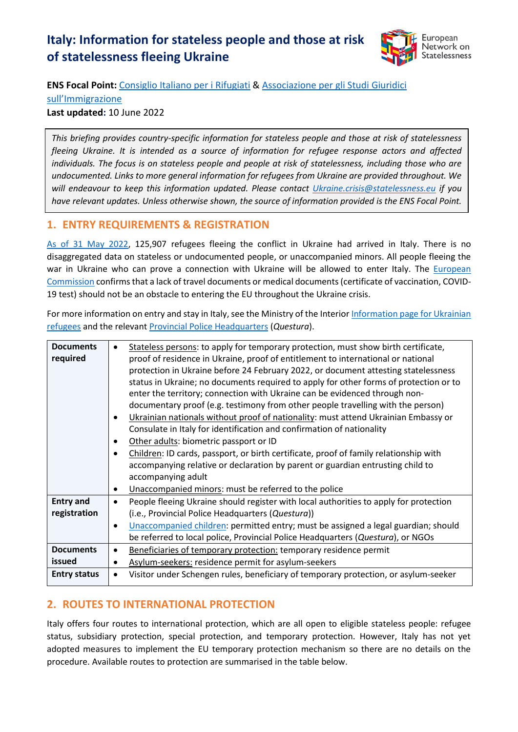# Italy: Information for stateless people and those at risk of statelessness fleeing Ukraine

**ENS Focal Point:** Consiglio Italiano per i Rifugiati & Associazione per gli Studi Giuridici sull'Immigrazione
**Last updated:** 10 June 2022

*This briefing provides country-specific information for stateless people and those at risk of statelessness fleeing Ukraine. It is intended as a source of information for refugee response actors and affected individuals. The focus is on stateless people and people at risk of statelessness, including those who are undocumented. Links to more general information for refugees from Ukraine are provided throughout. We will endeavour to keep this information updated. Please contact Ukraine.crisis@statelessness.eu if you have relevant updates. Unless otherwise shown, the source of information provided is the ENS Focal Point.*

## 1. ENTRY REQUIREMENTS & REGISTRATION

As of 31 May 2022, 125,907 refugees fleeing the conflict in Ukraine had arrived in Italy. There is no disaggregated data on stateless or undocumented people, or unaccompanied minors. All people fleeing the war in Ukraine who can prove a connection with Ukraine will be allowed to enter Italy. The European Commission confirms that a lack of travel documents or medical documents (certificate of vaccination, COVID-19 test) should not be an obstacle to entering the EU throughout the Ukraine crisis.

For more information on entry and stay in Italy, see the Ministry of the Interior Information page for Ukrainian refugees and the relevant Provincial Police Headquarters (*Questura*).

| | |
|---|---|
| **Documents required** | • Stateless persons: to apply for temporary protection, must show birth certificate, proof of residence in Ukraine, proof of entitlement to international or national protection in Ukraine before 24 February 2022, or document attesting statelessness status in Ukraine; no documents required to apply for other forms of protection or to enter the territory; connection with Ukraine can be evidenced through non-documentary proof (e.g. testimony from other people travelling with the person)<br>• Ukrainian nationals without proof of nationality: must attend Ukrainian Embassy or Consulate in Italy for identification and confirmation of nationality<br>• Other adults: biometric passport or ID<br>• Children: ID cards, passport, or birth certificate, proof of family relationship with accompanying relative or declaration by parent or guardian entrusting child to accompanying adult<br>• Unaccompanied minors: must be referred to the police |
| **Entry and registration** | • People fleeing Ukraine should register with local authorities to apply for protection (i.e., Provincial Police Headquarters (*Questura*))<br>• Unaccompanied children: permitted entry; must be assigned a legal guardian; should be referred to local police, Provincial Police Headquarters (*Questura*), or NGOs |
| **Documents issued** | • Beneficiaries of temporary protection: temporary residence permit<br>• Asylum-seekers: residence permit for asylum-seekers |
| **Entry status** | • Visitor under Schengen rules, beneficiary of temporary protection, or asylum-seeker |

## 2. ROUTES TO INTERNATIONAL PROTECTION

Italy offers four routes to international protection, which are all open to eligible stateless people: refugee status, subsidiary protection, special protection, and temporary protection. However, Italy has not yet adopted measures to implement the EU temporary protection mechanism so there are no details on the procedure. Available routes to protection are summarised in the table below.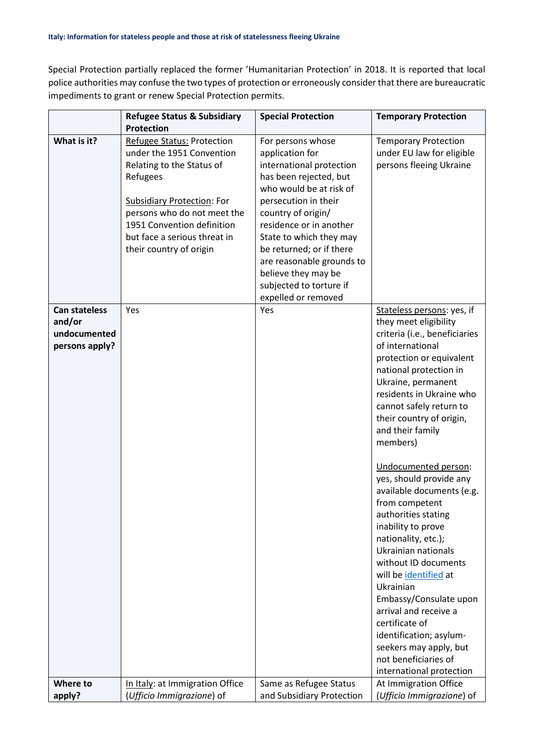Special Protection partially replaced the former 'Humanitarian Protection' in 2018. It is reported that local police authorities may confuse the two types of protection or erroneously consider that there are bureaucratic impediments to grant or renew Special Protection permits.

| | Refugee Status & Subsidiary Protection | Special Protection | Temporary Protection |
|---|---|---|---|
| **What is it?** | Refugee Status: Protection under the 1951 Convention Relating to the Status of Refugees<br><br>Subsidiary Protection: For persons who do not meet the 1951 Convention definition but face a serious threat in their country of origin | For persons whose application for international protection has been rejected, but who would be at risk of persecution in their country of origin/ residence or in another State to which they may be returned; or if there are reasonable grounds to believe they may be subjected to torture if expelled or removed | Temporary Protection under EU law for eligible persons fleeing Ukraine |
| **Can stateless and/or undocumented persons apply?** | Yes | Yes | Stateless persons: yes, if they meet eligibility criteria (i.e., beneficiaries of international protection or equivalent national protection in Ukraine, permanent residents in Ukraine who cannot safely return to their country of origin, and their family members)<br><br>Undocumented person: yes, should provide any available documents (e.g. from competent authorities stating inability to prove nationality, etc.); Ukrainian nationals without ID documents will be identified at Ukrainian Embassy/Consulate upon arrival and receive a certificate of identification; asylum-seekers may apply, but not beneficiaries of international protection |
| **Where to apply?** | In Italy: at Immigration Office (*Ufficio Immigrazione*) of | Same as Refugee Status and Subsidiary Protection | At Immigration Office (*Ufficio Immigrazione*) of |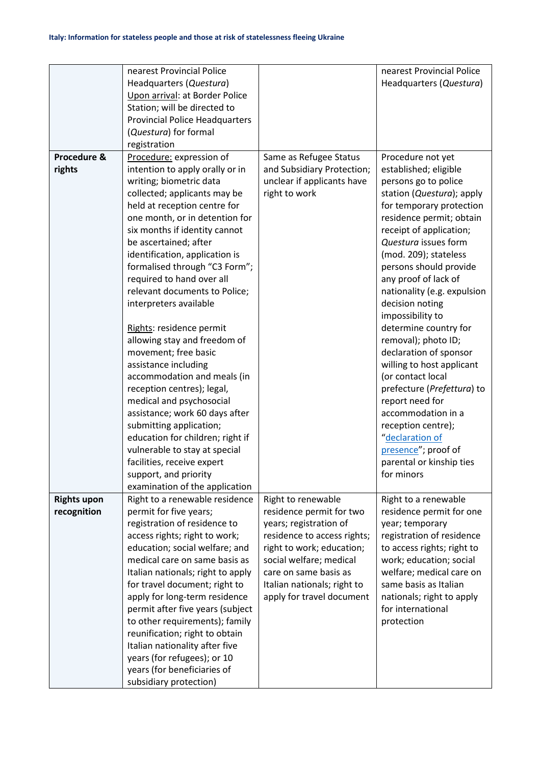| | | | |
|---|---|---|---|
| | nearest Provincial Police Headquarters (*Questura*)<br>Upon arrival: at Border Police Station; will be directed to Provincial Police Headquarters (*Questura*) for formal registration | | nearest Provincial Police Headquarters (*Questura*) |
| **Procedure & rights** | Procedure: expression of intention to apply orally or in writing; biometric data collected; applicants may be held at reception centre for one month, or in detention for six months if identity cannot be ascertained; after identification, application is formalised through "C3 Form"; required to hand over all relevant documents to Police; interpreters available<br><br>Rights: residence permit allowing stay and freedom of movement; free basic assistance including accommodation and meals (in reception centres); legal, medical and psychosocial assistance; work 60 days after submitting application; education for children; right if vulnerable to stay at special facilities, receive expert support, and priority examination of the application | Same as Refugee Status and Subsidiary Protection; unclear if applicants have right to work | Procedure not yet established; eligible persons go to police station (*Questura*); apply for temporary protection residence permit; obtain receipt of application; *Questura* issues form (mod. 209); stateless persons should provide any proof of lack of nationality (e.g. expulsion decision noting impossibility to determine country for removal); photo ID; declaration of sponsor willing to host applicant (or contact local prefecture (*Prefettura*) to report need for accommodation in a reception centre); "declaration of presence"; proof of parental or kinship ties for minors |
| **Rights upon recognition** | Right to a renewable residence permit for five years; registration of residence to access rights; right to work; education; social welfare; and medical care on same basis as Italian nationals; right to apply for travel document; right to apply for long-term residence permit after five years (subject to other requirements); family reunification; right to obtain Italian nationality after five years (for refugees); or 10 years (for beneficiaries of subsidiary protection) | Right to renewable residence permit for two years; registration of residence to access rights; right to work; education; social welfare; medical care on same basis as Italian nationals; right to apply for travel document | Right to a renewable residence permit for one year; temporary registration of residence to access rights; right to work; education; social welfare; medical care on same basis as Italian nationals; right to apply for international protection |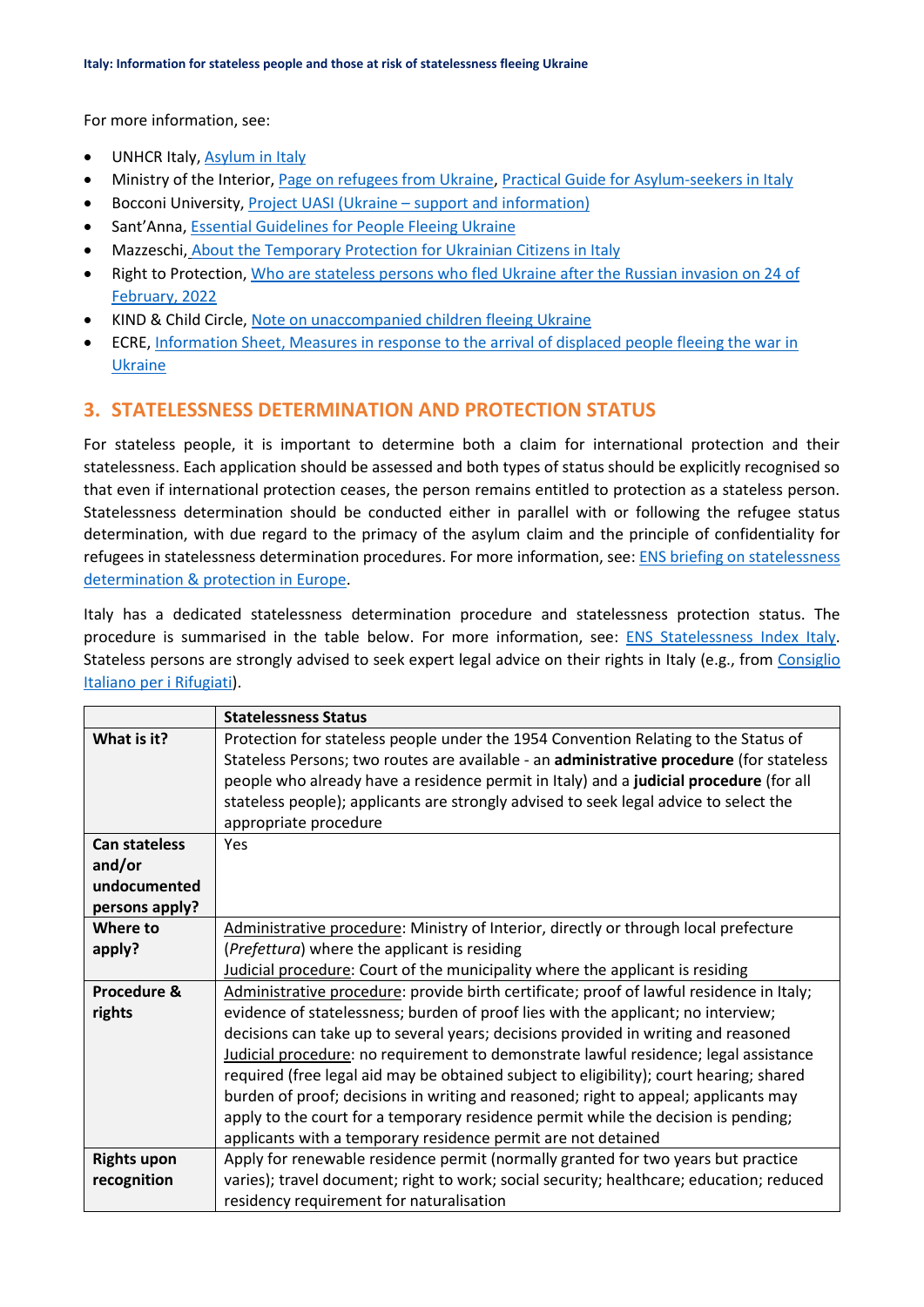For more information, see:

- UNHCR Italy, Asylum in Italy
- Ministry of the Interior, Page on refugees from Ukraine, Practical Guide for Asylum-seekers in Italy
- Bocconi University, Project UASI (Ukraine – support and information)
- Sant'Anna, Essential Guidelines for People Fleeing Ukraine
- Mazzeschi, About the Temporary Protection for Ukrainian Citizens in Italy
- Right to Protection, Who are stateless persons who fled Ukraine after the Russian invasion on 24 of February, 2022
- KIND & Child Circle, Note on unaccompanied children fleeing Ukraine
- ECRE, Information Sheet, Measures in response to the arrival of displaced people fleeing the war in Ukraine

## 3. STATELESSNESS DETERMINATION AND PROTECTION STATUS

For stateless people, it is important to determine both a claim for international protection and their statelessness. Each application should be assessed and both types of status should be explicitly recognised so that even if international protection ceases, the person remains entitled to protection as a stateless person. Statelessness determination should be conducted either in parallel with or following the refugee status determination, with due regard to the primacy of the asylum claim and the principle of confidentiality for refugees in statelessness determination procedures. For more information, see: ENS briefing on statelessness determination & protection in Europe.

Italy has a dedicated statelessness determination procedure and statelessness protection status. The procedure is summarised in the table below. For more information, see: ENS Statelessness Index Italy. Stateless persons are strongly advised to seek expert legal advice on their rights in Italy (e.g., from Consiglio Italiano per i Rifugiati).

| | **Statelessness Status** |
|---|---|
| **What is it?** | Protection for stateless people under the 1954 Convention Relating to the Status of Stateless Persons; two routes are available - an **administrative procedure** (for stateless people who already have a residence permit in Italy) and a **judicial procedure** (for all stateless people); applicants are strongly advised to seek legal advice to select the appropriate procedure |
| **Can stateless and/or undocumented persons apply?** | Yes |
| **Where to apply?** | Administrative procedure: Ministry of Interior, directly or through local prefecture (*Prefettura*) where the applicant is residing<br>Judicial procedure: Court of the municipality where the applicant is residing |
| **Procedure & rights** | Administrative procedure: provide birth certificate; proof of lawful residence in Italy; evidence of statelessness; burden of proof lies with the applicant; no interview; decisions can take up to several years; decisions provided in writing and reasoned<br>Judicial procedure: no requirement to demonstrate lawful residence; legal assistance required (free legal aid may be obtained subject to eligibility); court hearing; shared burden of proof; decisions in writing and reasoned; right to appeal; applicants may apply to the court for a temporary residence permit while the decision is pending; applicants with a temporary residence permit are not detained |
| **Rights upon recognition** | Apply for renewable residence permit (normally granted for two years but practice varies); travel document; right to work; social security; healthcare; education; reduced residency requirement for naturalisation |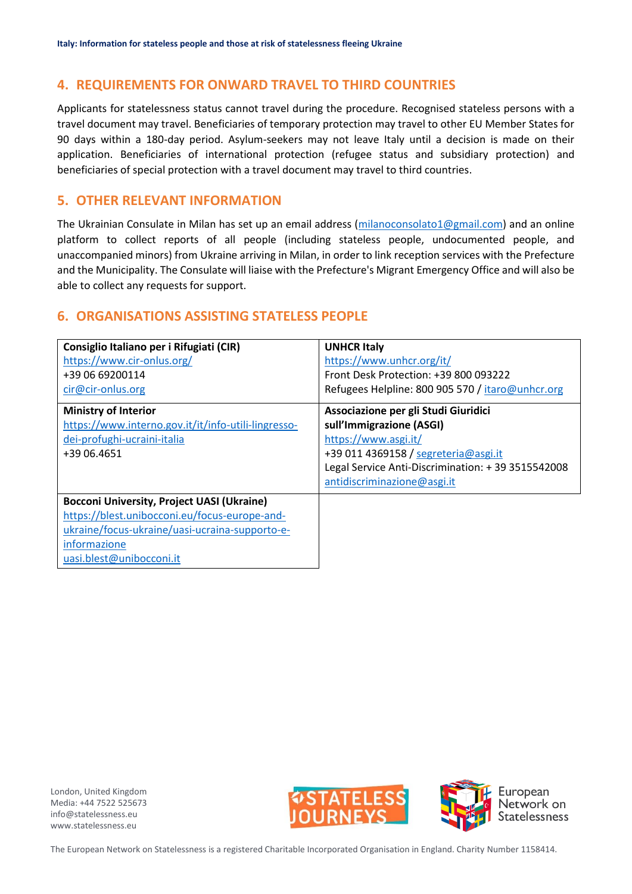## 4. REQUIREMENTS FOR ONWARD TRAVEL TO THIRD COUNTRIES

Applicants for statelessness status cannot travel during the procedure. Recognised stateless persons with a travel document may travel. Beneficiaries of temporary protection may travel to other EU Member States for 90 days within a 180-day period. Asylum-seekers may not leave Italy until a decision is made on their application. Beneficiaries of international protection (refugee status and subsidiary protection) and beneficiaries of special protection with a travel document may travel to third countries.

## 5. OTHER RELEVANT INFORMATION

The Ukrainian Consulate in Milan has set up an email address (milanoconsolato1@gmail.com) and an online platform to collect reports of all people (including stateless people, undocumented people, and unaccompanied minors) from Ukraine arriving in Milan, in order to link reception services with the Prefecture and the Municipality. The Consulate will liaise with the Prefecture's Migrant Emergency Office and will also be able to collect any requests for support.

## 6. ORGANISATIONS ASSISTING STATELESS PEOPLE

| | |
|---|---|
| **Consiglio Italiano per i Rifugiati (CIR)**<br>https://www.cir-onlus.org/<br>+39 06 69200114<br>cir@cir-onlus.org | **UNHCR Italy**<br>https://www.unhcr.org/it/<br>Front Desk Protection: +39 800 093222<br>Refugees Helpline: 800 905 570 / itaro@unhcr.org |
| **Ministry of Interior**<br>https://www.interno.gov.it/it/info-utili-lingresso-dei-profughi-ucraini-italia<br>+39 06.4651 | **Associazione per gli Studi Giuridici sull'Immigrazione (ASGI)**<br>https://www.asgi.it/<br>+39 011 4369158 / segreteria@asgi.it<br>Legal Service Anti-Discrimination: + 39 3515542008<br>antidiscriminazione@asgi.it |
| **Bocconi University, Project UASI (Ukraine)**<br>https://blest.unibocconi.eu/focus-europe-and-ukraine/focus-ukraine/uasi-ucraina-supporto-e-informazione<br>uasi.blest@unibocconi.it | |

London, United Kingdom
Media: +44 7522 525673
info@statelessness.eu
www.statelessness.eu

The European Network on Statelessness is a registered Charitable Incorporated Organisation in England. Charity Number 1158414.